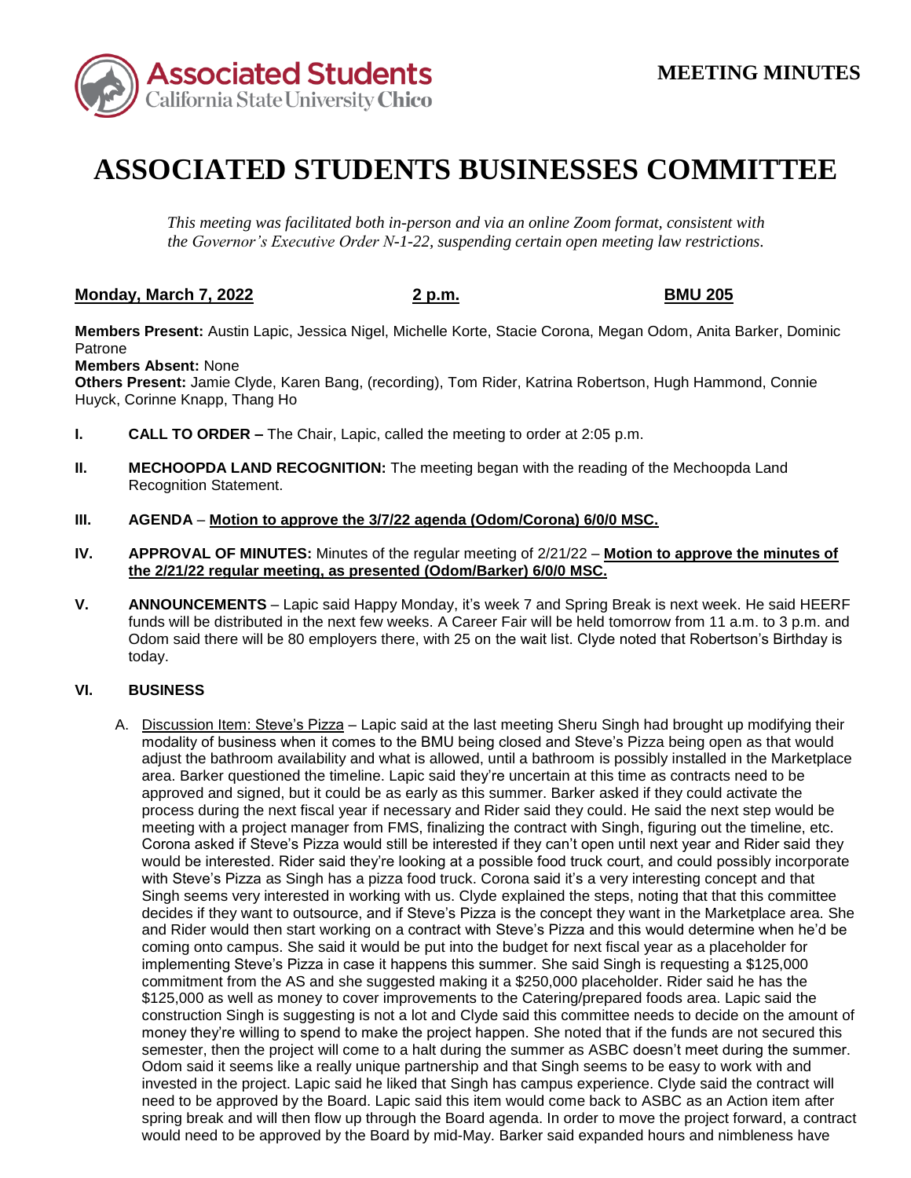Associated Students California State University Chico

**MEETING MINUTES**

# ASSOCIATED STUDENTS BUSINESSES COMMITTEE

*This meeting was facilitated both in-person and via an online Zoom format, consistent with the Governor's Executive Order N-1-22, suspending certain open meeting law restrictions.*

**Monday, March 7, 2022** **2 p.m.** **BMU 205**

**Members Present:** Austin Lapic, Jessica Nigel, Michelle Korte, Stacie Corona, Megan Odom, Anita Barker, Dominic Patrone
**Members Absent:** None
**Others Present:** Jamie Clyde, Karen Bang, (recording), Tom Rider, Katrina Robertson, Hugh Hammond, Connie Huyck, Corinne Knapp, Thang Ho

**I. CALL TO ORDER –** The Chair, Lapic, called the meeting to order at 2:05 p.m.

**II. MECHOOPDA LAND RECOGNITION:** The meeting began with the reading of the Mechoopda Land Recognition Statement.

**III. AGENDA** – **Motion to approve the 3/7/22 agenda (Odom/Corona) 6/0/0 MSC.**

**IV. APPROVAL OF MINUTES:** Minutes of the regular meeting of 2/21/22 – **Motion to approve the minutes of the 2/21/22 regular meeting, as presented (Odom/Barker) 6/0/0 MSC.**

**V. ANNOUNCEMENTS** – Lapic said Happy Monday, it's week 7 and Spring Break is next week. He said HEERF funds will be distributed in the next few weeks. A Career Fair will be held tomorrow from 11 a.m. to 3 p.m. and Odom said there will be 80 employers there, with 25 on the wait list. Clyde noted that Robertson's Birthday is today.

**VI. BUSINESS**

A. Discussion Item: Steve's Pizza – Lapic said at the last meeting Sheru Singh had brought up modifying their modality of business when it comes to the BMU being closed and Steve's Pizza being open as that would adjust the bathroom availability and what is allowed, until a bathroom is possibly installed in the Marketplace area. Barker questioned the timeline. Lapic said they're uncertain at this time as contracts need to be approved and signed, but it could be as early as this summer. Barker asked if they could activate the process during the next fiscal year if necessary and Rider said they could. He said the next step would be meeting with a project manager from FMS, finalizing the contract with Singh, figuring out the timeline, etc. Corona asked if Steve's Pizza would still be interested if they can't open until next year and Rider said they would be interested. Rider said they're looking at a possible food truck court, and could possibly incorporate with Steve's Pizza as Singh has a pizza food truck. Corona said it's a very interesting concept and that Singh seems very interested in working with us. Clyde explained the steps, noting that that this committee decides if they want to outsource, and if Steve's Pizza is the concept they want in the Marketplace area. She and Rider would then start working on a contract with Steve's Pizza and this would determine when he'd be coming onto campus. She said it would be put into the budget for next fiscal year as a placeholder for implementing Steve's Pizza in case it happens this summer. She said Singh is requesting a $125,000 commitment from the AS and she suggested making it a $250,000 placeholder. Rider said he has the $125,000 as well as money to cover improvements to the Catering/prepared foods area. Lapic said the construction Singh is suggesting is not a lot and Clyde said this committee needs to decide on the amount of money they're willing to spend to make the project happen. She noted that if the funds are not secured this semester, then the project will come to a halt during the summer as ASBC doesn't meet during the summer. Odom said it seems like a really unique partnership and that Singh seems to be easy to work with and invested in the project. Lapic said he liked that Singh has campus experience. Clyde said the contract will need to be approved by the Board. Lapic said this item would come back to ASBC as an Action item after spring break and will then flow up through the Board agenda. In order to move the project forward, a contract would need to be approved by the Board by mid-May. Barker said expanded hours and nimbleness have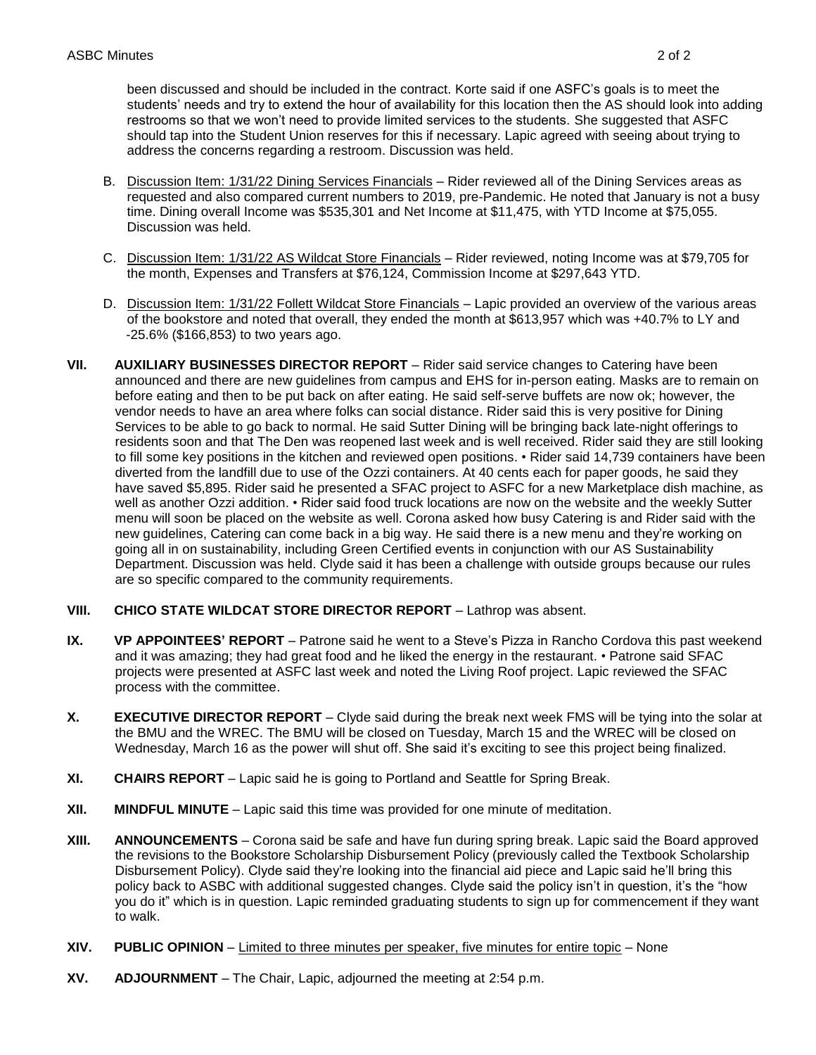been discussed and should be included in the contract. Korte said if one ASFC's goals is to meet the students' needs and try to extend the hour of availability for this location then the AS should look into adding restrooms so that we won't need to provide limited services to the students. She suggested that ASFC should tap into the Student Union reserves for this if necessary. Lapic agreed with seeing about trying to address the concerns regarding a restroom. Discussion was held.

B. Discussion Item: 1/31/22 Dining Services Financials – Rider reviewed all of the Dining Services areas as requested and also compared current numbers to 2019, pre-Pandemic. He noted that January is not a busy time. Dining overall Income was $535,301 and Net Income at $11,475, with YTD Income at $75,055. Discussion was held.

C. Discussion Item: 1/31/22 AS Wildcat Store Financials – Rider reviewed, noting Income was at $79,705 for the month, Expenses and Transfers at $76,124, Commission Income at $297,643 YTD.

D. Discussion Item: 1/31/22 Follett Wildcat Store Financials – Lapic provided an overview of the various areas of the bookstore and noted that overall, they ended the month at $613,957 which was +40.7% to LY and -25.6% ($166,853) to two years ago.

**VII. AUXILIARY BUSINESSES DIRECTOR REPORT** – Rider said service changes to Catering have been announced and there are new guidelines from campus and EHS for in-person eating. Masks are to remain on before eating and then to be put back on after eating. He said self-serve buffets are now ok; however, the vendor needs to have an area where folks can social distance. Rider said this is very positive for Dining Services to be able to go back to normal. He said Sutter Dining will be bringing back late-night offerings to residents soon and that The Den was reopened last week and is well received. Rider said they are still looking to fill some key positions in the kitchen and reviewed open positions. • Rider said 14,739 containers have been diverted from the landfill due to use of the Ozzi containers. At 40 cents each for paper goods, he said they have saved $5,895. Rider said he presented a SFAC project to ASFC for a new Marketplace dish machine, as well as another Ozzi addition. • Rider said food truck locations are now on the website and the weekly Sutter menu will soon be placed on the website as well. Corona asked how busy Catering is and Rider said with the new guidelines, Catering can come back in a big way. He said there is a new menu and they're working on going all in on sustainability, including Green Certified events in conjunction with our AS Sustainability Department. Discussion was held. Clyde said it has been a challenge with outside groups because our rules are so specific compared to the community requirements.

**VIII. CHICO STATE WILDCAT STORE DIRECTOR REPORT** – Lathrop was absent.

**IX. VP APPOINTEES' REPORT** – Patrone said he went to a Steve's Pizza in Rancho Cordova this past weekend and it was amazing; they had great food and he liked the energy in the restaurant. • Patrone said SFAC projects were presented at ASFC last week and noted the Living Roof project. Lapic reviewed the SFAC process with the committee.

**X. EXECUTIVE DIRECTOR REPORT** – Clyde said during the break next week FMS will be tying into the solar at the BMU and the WREC. The BMU will be closed on Tuesday, March 15 and the WREC will be closed on Wednesday, March 16 as the power will shut off. She said it's exciting to see this project being finalized.

**XI. CHAIRS REPORT** – Lapic said he is going to Portland and Seattle for Spring Break.

**XII. MINDFUL MINUTE** – Lapic said this time was provided for one minute of meditation.

**XIII. ANNOUNCEMENTS** – Corona said be safe and have fun during spring break. Lapic said the Board approved the revisions to the Bookstore Scholarship Disbursement Policy (previously called the Textbook Scholarship Disbursement Policy). Clyde said they're looking into the financial aid piece and Lapic said he'll bring this policy back to ASBC with additional suggested changes. Clyde said the policy isn't in question, it's the "how you do it" which is in question. Lapic reminded graduating students to sign up for commencement if they want to walk.

**XIV. PUBLIC OPINION** – Limited to three minutes per speaker, five minutes for entire topic – None

**XV. ADJOURNMENT** – The Chair, Lapic, adjourned the meeting at 2:54 p.m.